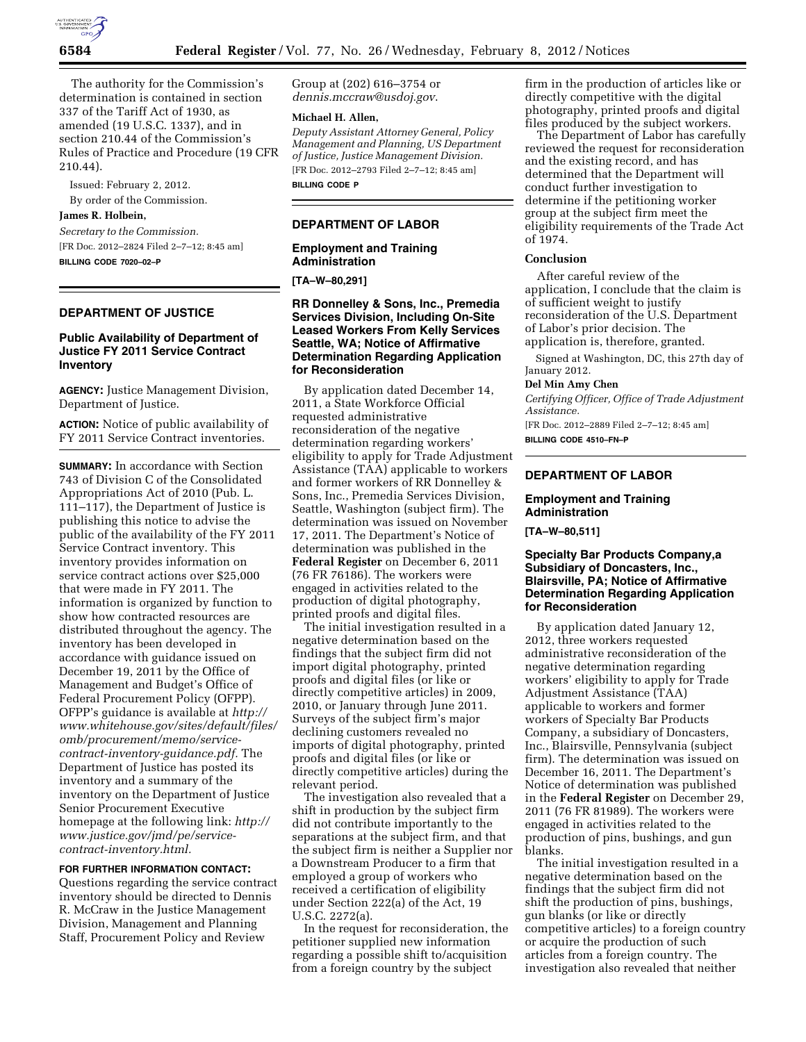The authority for the Commission's determination is contained in section 337 of the Tariff Act of 1930, as amended (19 U.S.C. 1337), and in section 210.44 of the Commission's Rules of Practice and Procedure (19 CFR 210.44).

Issued: February 2, 2012.

By order of the Commission.

**James R. Holbein,**

*Secretary to the Commission.*

[FR Doc. 2012–2824 Filed 2–7–12; 8:45 am]

**BILLING CODE 7020–02–P**

## DEPARTMENT OF JUSTICE

### Public Availability of Department of Justice FY 2011 Service Contract Inventory

**AGENCY:** Justice Management Division, Department of Justice.

**ACTION:** Notice of public availability of FY 2011 Service Contract inventories.

**SUMMARY:** In accordance with Section 743 of Division C of the Consolidated Appropriations Act of 2010 (Pub. L. 111–117), the Department of Justice is publishing this notice to advise the public of the availability of the FY 2011 Service Contract inventory. This inventory provides information on service contract actions over $25,000 that were made in FY 2011. The information is organized by function to show how contracted resources are distributed throughout the agency. The inventory has been developed in accordance with guidance issued on December 19, 2011 by the Office of Management and Budget's Office of Federal Procurement Policy (OFPP). OFPP's guidance is available at *http://www.whitehouse.gov/sites/default/files/omb/procurement/memo/service-contract-inventory-guidance.pdf.* The Department of Justice has posted its inventory and a summary of the inventory on the Department of Justice Senior Procurement Executive homepage at the following link: *http://www.justice.gov/jmd/pe/service-contract-inventory.html.*

**FOR FURTHER INFORMATION CONTACT:** Questions regarding the service contract inventory should be directed to Dennis R. McCraw in the Justice Management Division, Management and Planning Staff, Procurement Policy and Review Group at (202) 616–3754 or *dennis.mccraw@usdoj.gov.*

**Michael H. Allen,**

*Deputy Assistant Attorney General, Policy Management and Planning, US Department of Justice, Justice Management Division.*

[FR Doc. 2012–2793 Filed 2–7–12; 8:45 am]

**BILLING CODE P**

## DEPARTMENT OF LABOR

### Employment and Training Administration

**[TA–W–80,291]**

### RR Donnelley & Sons, Inc., Premedia Services Division, Including On-Site Leased Workers From Kelly Services Seattle, WA; Notice of Affirmative Determination Regarding Application for Reconsideration

By application dated December 14, 2011, a State Workforce Official requested administrative reconsideration of the negative determination regarding workers' eligibility to apply for Trade Adjustment Assistance (TAA) applicable to workers and former workers of RR Donnelley & Sons, Inc., Premedia Services Division, Seattle, Washington (subject firm). The determination was issued on November 17, 2011. The Department's Notice of determination was published in the **Federal Register** on December 6, 2011 (76 FR 76186). The workers were engaged in activities related to the production of digital photography, printed proofs and digital files.

The initial investigation resulted in a negative determination based on the findings that the subject firm did not import digital photography, printed proofs and digital files (or like or directly competitive articles) in 2009, 2010, or January through June 2011. Surveys of the subject firm's major declining customers revealed no imports of digital photography, printed proofs and digital files (or like or directly competitive articles) during the relevant period.

The investigation also revealed that a shift in production by the subject firm did not contribute importantly to the separations at the subject firm, and that the subject firm is neither a Supplier nor a Downstream Producer to a firm that employed a group of workers who received a certification of eligibility under Section 222(a) of the Act, 19 U.S.C. 2272(a).

In the request for reconsideration, the petitioner supplied new information regarding a possible shift to/acquisition from a foreign country by the subject firm in the production of articles like or directly competitive with the digital photography, printed proofs and digital files produced by the subject workers.

The Department of Labor has carefully reviewed the request for reconsideration and the existing record, and has determined that the Department will conduct further investigation to determine if the petitioning worker group at the subject firm meet the eligibility requirements of the Trade Act of 1974.

#### Conclusion

After careful review of the application, I conclude that the claim is of sufficient weight to justify reconsideration of the U.S. Department of Labor's prior decision. The application is, therefore, granted.

Signed at Washington, DC, this 27th day of January 2012.

**Del Min Amy Chen**

*Certifying Officer, Office of Trade Adjustment Assistance.*

[FR Doc. 2012–2889 Filed 2–7–12; 8:45 am]

**BILLING CODE 4510–FN–P**

## DEPARTMENT OF LABOR

### Employment and Training Administration

**[TA–W–80,511]**

### Specialty Bar Products Company,a Subsidiary of Doncasters, Inc., Blairsville, PA; Notice of Affirmative Determination Regarding Application for Reconsideration

By application dated January 12, 2012, three workers requested administrative reconsideration of the negative determination regarding workers' eligibility to apply for Trade Adjustment Assistance (TAA) applicable to workers and former workers of Specialty Bar Products Company, a subsidiary of Doncasters, Inc., Blairsville, Pennsylvania (subject firm). The determination was issued on December 16, 2011. The Department's Notice of determination was published in the **Federal Register** on December 29, 2011 (76 FR 81989). The workers were engaged in activities related to the production of pins, bushings, and gun blanks.

The initial investigation resulted in a negative determination based on the findings that the subject firm did not shift the production of pins, bushings, gun blanks (or like or directly competitive articles) to a foreign country or acquire the production of such articles from a foreign country. The investigation also revealed that neither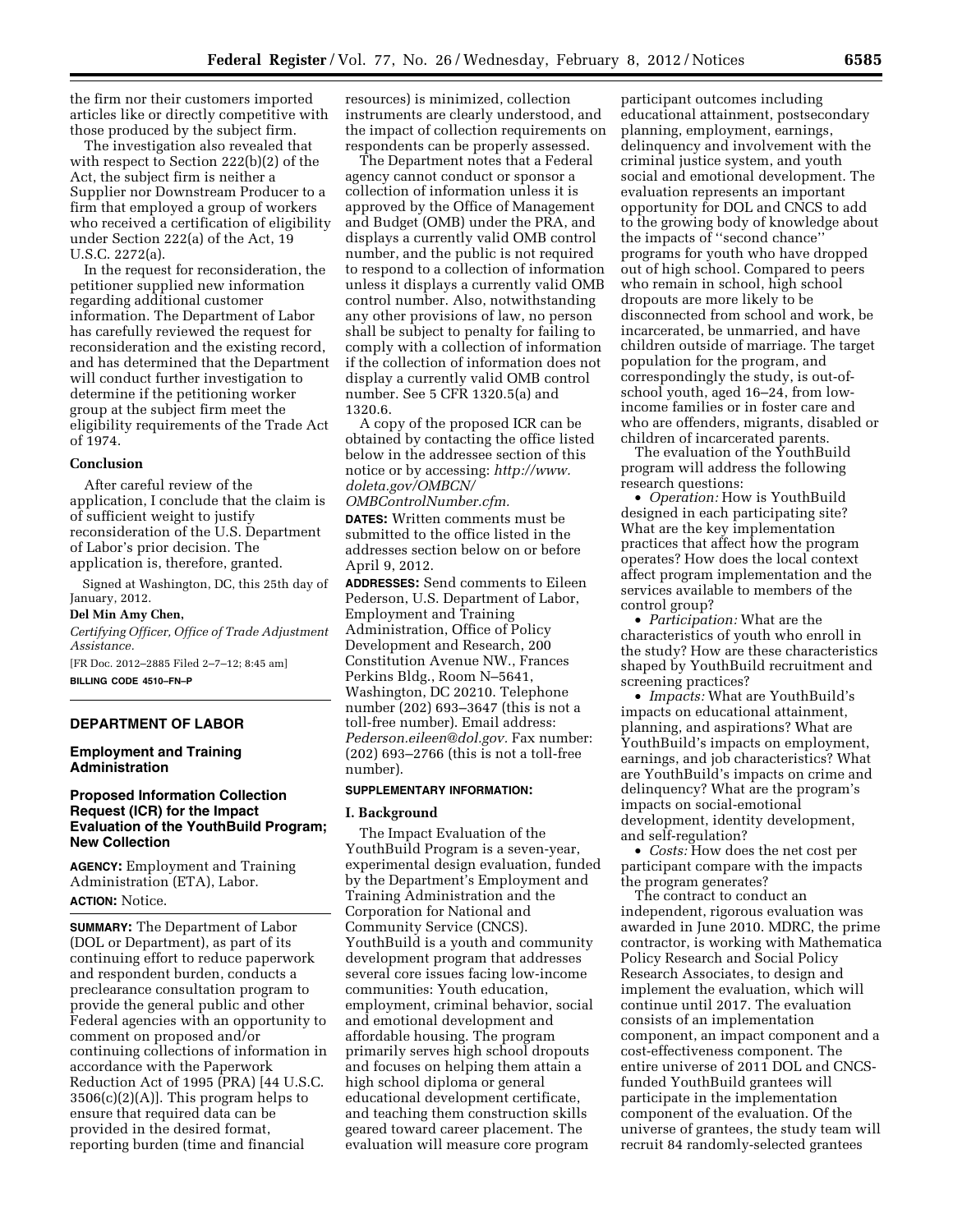the firm nor their customers imported articles like or directly competitive with those produced by the subject firm.

The investigation also revealed that with respect to Section 222(b)(2) of the Act, the subject firm is neither a Supplier nor Downstream Producer to a firm that employed a group of workers who received a certification of eligibility under Section 222(a) of the Act, 19 U.S.C. 2272(a).

In the request for reconsideration, the petitioner supplied new information regarding additional customer information. The Department of Labor has carefully reviewed the request for reconsideration and the existing record, and has determined that the Department will conduct further investigation to determine if the petitioning worker group at the subject firm meet the eligibility requirements of the Trade Act of 1974.

### Conclusion

After careful review of the application, I conclude that the claim is of sufficient weight to justify reconsideration of the U.S. Department of Labor's prior decision. The application is, therefore, granted.

Signed at Washington, DC, this 25th day of January, 2012.

**Del Min Amy Chen,**

*Certifying Officer, Office of Trade Adjustment Assistance.*

[FR Doc. 2012–2885 Filed 2–7–12; 8:45 am]

**BILLING CODE 4510–FN–P**

---

## DEPARTMENT OF LABOR

### Employment and Training Administration

### Proposed Information Collection Request (ICR) for the Impact Evaluation of the YouthBuild Program; New Collection

**AGENCY:** Employment and Training Administration (ETA), Labor.

**ACTION:** Notice.

**SUMMARY:** The Department of Labor (DOL or Department), as part of its continuing effort to reduce paperwork and respondent burden, conducts a preclearance consultation program to provide the general public and other Federal agencies with an opportunity to comment on proposed and/or continuing collections of information in accordance with the Paperwork Reduction Act of 1995 (PRA) [44 U.S.C. 3506(c)(2)(A)]. This program helps to ensure that required data can be provided in the desired format, reporting burden (time and financial resources) is minimized, collection instruments are clearly understood, and the impact of collection requirements on respondents can be properly assessed.

The Department notes that a Federal agency cannot conduct or sponsor a collection of information unless it is approved by the Office of Management and Budget (OMB) under the PRA, and displays a currently valid OMB control number, and the public is not required to respond to a collection of information unless it displays a currently valid OMB control number. Also, notwithstanding any other provisions of law, no person shall be subject to penalty for failing to comply with a collection of information if the collection of information does not display a currently valid OMB control number. See 5 CFR 1320.5(a) and 1320.6.

A copy of the proposed ICR can be obtained by contacting the office listed below in the addressee section of this notice or by accessing: *http://www.doleta.gov/OMBCN/OMBControlNumber.cfm.*

**DATES:** Written comments must be submitted to the office listed in the addresses section below on or before April 9, 2012.

**ADDRESSES:** Send comments to Eileen Pederson, U.S. Department of Labor, Employment and Training Administration, Office of Policy Development and Research, 200 Constitution Avenue NW., Frances Perkins Bldg., Room N–5641, Washington, DC 20210. Telephone number (202) 693–3647 (this is not a toll-free number). Email address: *Pederson.eileen@dol.gov.* Fax number: (202) 693–2766 (this is not a toll-free number).

**SUPPLEMENTARY INFORMATION:**

### I. Background

The Impact Evaluation of the YouthBuild Program is a seven-year, experimental design evaluation, funded by the Department's Employment and Training Administration and the Corporation for National and Community Service (CNCS). YouthBuild is a youth and community development program that addresses several core issues facing low-income communities: Youth education, employment, criminal behavior, social and emotional development and affordable housing. The program primarily serves high school dropouts and focuses on helping them attain a high school diploma or general educational development certificate, and teaching them construction skills geared toward career placement. The evaluation will measure core program participant outcomes including educational attainment, postsecondary planning, employment, earnings, delinquency and involvement with the criminal justice system, and youth social and emotional development. The evaluation represents an important opportunity for DOL and CNCS to add to the growing body of knowledge about the impacts of ''second chance'' programs for youth who have dropped out of high school. Compared to peers who remain in school, high school dropouts are more likely to be disconnected from school and work, be incarcerated, be unmarried, and have children outside of marriage. The target population for the program, and correspondingly the study, is out-of-school youth, aged 16–24, from low-income families or in foster care and who are offenders, migrants, disabled or children of incarcerated parents.

The evaluation of the YouthBuild program will address the following research questions:

- *Operation:* How is YouthBuild designed in each participating site? What are the key implementation practices that affect how the program operates? How does the local context affect program implementation and the services available to members of the control group?
- *Participation:* What are the characteristics of youth who enroll in the study? How are these characteristics shaped by YouthBuild recruitment and screening practices?
- *Impacts:* What are YouthBuild's impacts on educational attainment, planning, and aspirations? What are YouthBuild's impacts on employment, earnings, and job characteristics? What are YouthBuild's impacts on crime and delinquency? What are the program's impacts on social-emotional development, identity development, and self-regulation?
- *Costs:* How does the net cost per participant compare with the impacts the program generates?

The contract to conduct an independent, rigorous evaluation was awarded in June 2010. MDRC, the prime contractor, is working with Mathematica Policy Research and Social Policy Research Associates, to design and implement the evaluation, which will continue until 2017. The evaluation consists of an implementation component, an impact component and a cost-effectiveness component. The entire universe of 2011 DOL and CNCS-funded YouthBuild grantees will participate in the implementation component of the evaluation. Of the universe of grantees, the study team will recruit 84 randomly-selected grantees